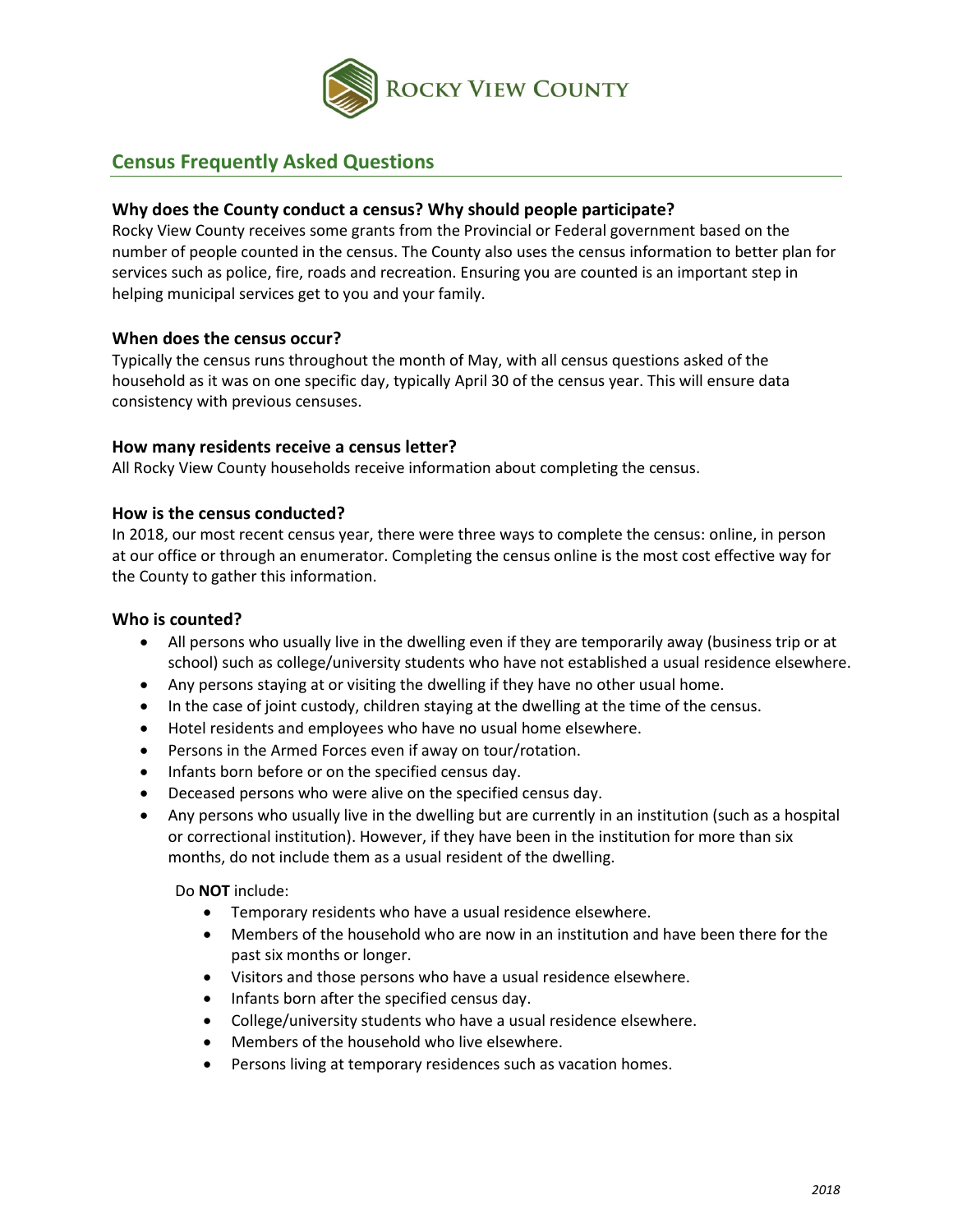# Rocky View County

## Census Frequently Asked Questions

### Why does the County conduct a census? Why should people participate?

Rocky View County receives some grants from the Provincial or Federal government based on the number of people counted in the census. The County also uses the census information to better plan for services such as police, fire, roads and recreation. Ensuring you are counted is an important step in helping municipal services get to you and your family.

### When does the census occur?

Typically the census runs throughout the month of May, with all census questions asked of the household as it was on one specific day, typically April 30 of the census year. This will ensure data consistency with previous censuses.

### How many residents receive a census letter?

All Rocky View County households receive information about completing the census.

### How is the census conducted?

In 2018, our most recent census year, there were three ways to complete the census: online, in person at our office or through an enumerator. Completing the census online is the most cost effective way for the County to gather this information.

### Who is counted?

- All persons who usually live in the dwelling even if they are temporarily away (business trip or at school) such as college/university students who have not established a usual residence elsewhere.
- Any persons staying at or visiting the dwelling if they have no other usual home.
- In the case of joint custody, children staying at the dwelling at the time of the census.
- Hotel residents and employees who have no usual home elsewhere.
- Persons in the Armed Forces even if away on tour/rotation.
- Infants born before or on the specified census day.
- Deceased persons who were alive on the specified census day.
- Any persons who usually live in the dwelling but are currently in an institution (such as a hospital or correctional institution). However, if they have been in the institution for more than six months, do not include them as a usual resident of the dwelling.

Do **NOT** include:

- Temporary residents who have a usual residence elsewhere.
- Members of the household who are now in an institution and have been there for the past six months or longer.
- Visitors and those persons who have a usual residence elsewhere.
- Infants born after the specified census day.
- College/university students who have a usual residence elsewhere.
- Members of the household who live elsewhere.
- Persons living at temporary residences such as vacation homes.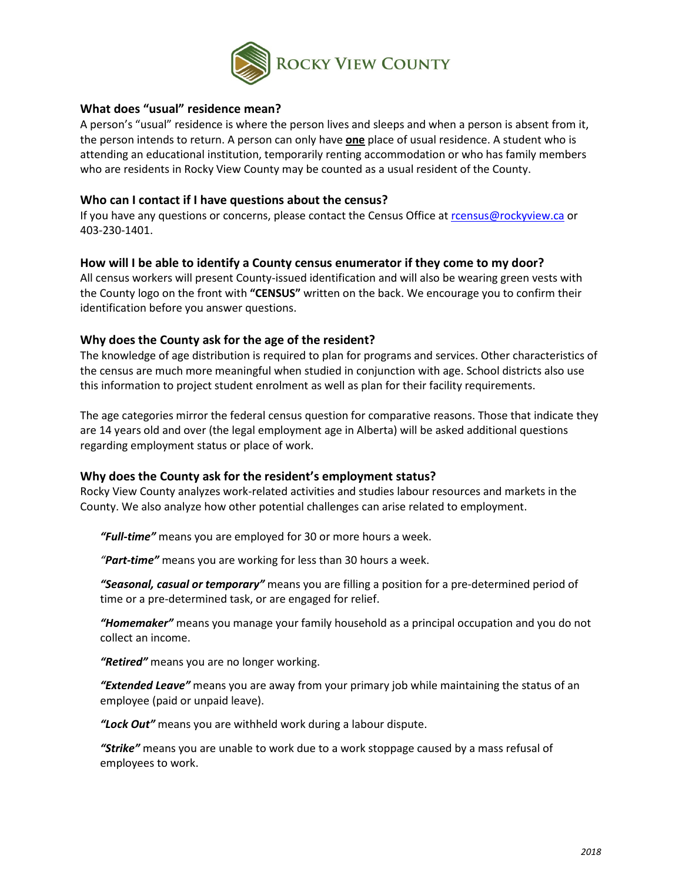### What does "usual" residence mean?

A person's "usual" residence is where the person lives and sleeps and when a person is absent from it, the person intends to return. A person can only have **one** place of usual residence. A student who is attending an educational institution, temporarily renting accommodation or who has family members who are residents in Rocky View County may be counted as a usual resident of the County.

### Who can I contact if I have questions about the census?

If you have any questions or concerns, please contact the Census Office at rcensus@rockyview.ca or 403-230-1401.

### How will I be able to identify a County census enumerator if they come to my door?

All census workers will present County-issued identification and will also be wearing green vests with the County logo on the front with **"CENSUS"** written on the back. We encourage you to confirm their identification before you answer questions.

### Why does the County ask for the age of the resident?

The knowledge of age distribution is required to plan for programs and services. Other characteristics of the census are much more meaningful when studied in conjunction with age. School districts also use this information to project student enrolment as well as plan for their facility requirements.

The age categories mirror the federal census question for comparative reasons. Those that indicate they are 14 years old and over (the legal employment age in Alberta) will be asked additional questions regarding employment status or place of work.

### Why does the County ask for the resident's employment status?

Rocky View County analyzes work-related activities and studies labour resources and markets in the County. We also analyze how other potential challenges can arise related to employment.

***"Full-time"*** means you are employed for 30 or more hours a week.

***"Part-time"*** means you are working for less than 30 hours a week.

***"Seasonal, casual or temporary"*** means you are filling a position for a pre-determined period of time or a pre-determined task, or are engaged for relief.

***"Homemaker"*** means you manage your family household as a principal occupation and you do not collect an income.

***"Retired"*** means you are no longer working.

***"Extended Leave"*** means you are away from your primary job while maintaining the status of an employee (paid or unpaid leave).

***"Lock Out"*** means you are withheld work during a labour dispute.

***"Strike"*** means you are unable to work due to a work stoppage caused by a mass refusal of employees to work.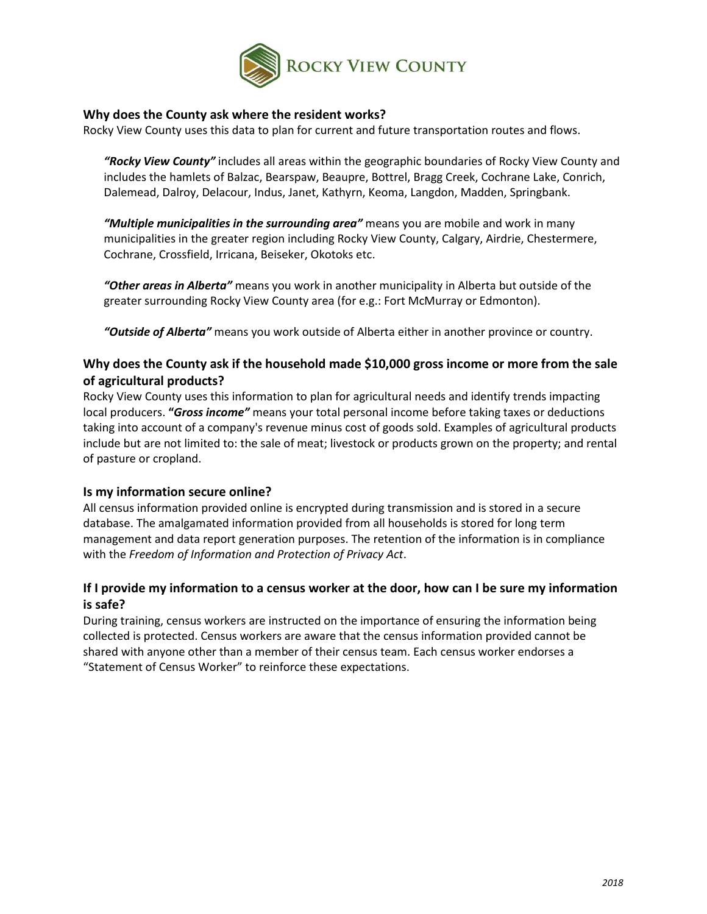### Why does the County ask where the resident works?

Rocky View County uses this data to plan for current and future transportation routes and flows.

> ***"Rocky View County"*** includes all areas within the geographic boundaries of Rocky View County and includes the hamlets of Balzac, Bearspaw, Beaupre, Bottrel, Bragg Creek, Cochrane Lake, Conrich, Dalemead, Dalroy, Delacour, Indus, Janet, Kathyrn, Keoma, Langdon, Madden, Springbank.
>
> ***"Multiple municipalities in the surrounding area"*** means you are mobile and work in many municipalities in the greater region including Rocky View County, Calgary, Airdrie, Chestermere, Cochrane, Crossfield, Irricana, Beiseker, Okotoks etc.
>
> ***"Other areas in Alberta"*** means you work in another municipality in Alberta but outside of the greater surrounding Rocky View County area (for e.g.: Fort McMurray or Edmonton).
>
> ***"Outside of Alberta"*** means you work outside of Alberta either in another province or country.

### Why does the County ask if the household made $10,000 gross income or more from the sale of agricultural products?

Rocky View County uses this information to plan for agricultural needs and identify trends impacting local producers. **"*Gross income"*** means your total personal income before taking taxes or deductions taking into account of a company's revenue minus cost of goods sold. Examples of agricultural products include but are not limited to: the sale of meat; livestock or products grown on the property; and rental of pasture or cropland.

### Is my information secure online?

All census information provided online is encrypted during transmission and is stored in a secure database. The amalgamated information provided from all households is stored for long term management and data report generation purposes. The retention of the information is in compliance with the *Freedom of Information and Protection of Privacy Act*.

### If I provide my information to a census worker at the door, how can I be sure my information is safe?

During training, census workers are instructed on the importance of ensuring the information being collected is protected. Census workers are aware that the census information provided cannot be shared with anyone other than a member of their census team. Each census worker endorses a "Statement of Census Worker" to reinforce these expectations.

*2018*